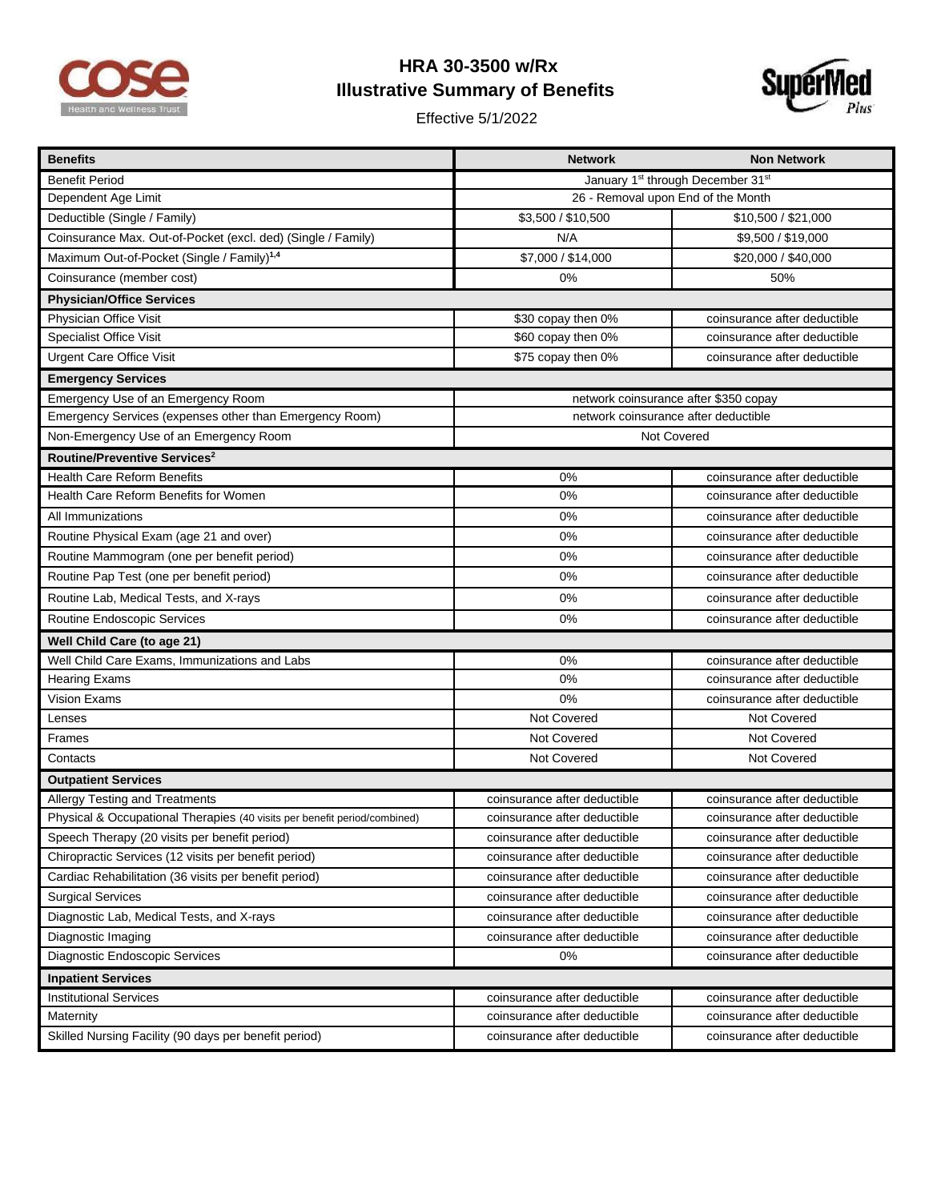# HRA 30-3500 w/Rx

## Illustrative Summary of Benefits

Effective 5/1/2022

| Benefits | Network | Non Network |
|---|---|---|
| Benefit Period | January 1st through December 31st | |
| Dependent Age Limit | 26 - Removal upon End of the Month | |
| Deductible (Single / Family) | $3,500 / $10,500 | $10,500 / $21,000 |
| Coinsurance Max. Out-of-Pocket (excl. ded) (Single / Family) | N/A | $9,500 / $19,000 |
| Maximum Out-of-Pocket (Single / Family)[1,4] | $7,000 / $14,000 | $20,000 / $40,000 |
| Coinsurance (member cost) | 0% | 50% |
| **Physician/Office Services** | | |
| Physician Office Visit | $30 copay then 0% | coinsurance after deductible |
| Specialist Office Visit | $60 copay then 0% | coinsurance after deductible |
| Urgent Care Office Visit | $75 copay then 0% | coinsurance after deductible |
| **Emergency Services** | | |
| Emergency Use of an Emergency Room | network coinsurance after $350 copay | |
| Emergency Services (expenses other than Emergency Room) | network coinsurance after deductible | |
| Non-Emergency Use of an Emergency Room | Not Covered | |
| **Routine/Preventive Services[2]** | | |
| Health Care Reform Benefits | 0% | coinsurance after deductible |
| Health Care Reform Benefits for Women | 0% | coinsurance after deductible |
| All Immunizations | 0% | coinsurance after deductible |
| Routine Physical Exam (age 21 and over) | 0% | coinsurance after deductible |
| Routine Mammogram (one per benefit period) | 0% | coinsurance after deductible |
| Routine Pap Test (one per benefit period) | 0% | coinsurance after deductible |
| Routine Lab, Medical Tests, and X-rays | 0% | coinsurance after deductible |
| Routine Endoscopic Services | 0% | coinsurance after deductible |
| **Well Child Care (to age 21)** | | |
| Well Child Care Exams, Immunizations and Labs | 0% | coinsurance after deductible |
| Hearing Exams | 0% | coinsurance after deductible |
| Vision Exams | 0% | coinsurance after deductible |
| Lenses | Not Covered | Not Covered |
| Frames | Not Covered | Not Covered |
| Contacts | Not Covered | Not Covered |
| **Outpatient Services** | | |
| Allergy Testing and Treatments | coinsurance after deductible | coinsurance after deductible |
| Physical & Occupational Therapies (40 visits per benefit period/combined) | coinsurance after deductible | coinsurance after deductible |
| Speech Therapy (20 visits per benefit period) | coinsurance after deductible | coinsurance after deductible |
| Chiropractic Services (12 visits per benefit period) | coinsurance after deductible | coinsurance after deductible |
| Cardiac Rehabilitation (36 visits per benefit period) | coinsurance after deductible | coinsurance after deductible |
| Surgical Services | coinsurance after deductible | coinsurance after deductible |
| Diagnostic Lab, Medical Tests, and X-rays | coinsurance after deductible | coinsurance after deductible |
| Diagnostic Imaging | coinsurance after deductible | coinsurance after deductible |
| Diagnostic Endoscopic Services | 0% | coinsurance after deductible |
| **Inpatient Services** | | |
| Institutional Services | coinsurance after deductible | coinsurance after deductible |
| Maternity | coinsurance after deductible | coinsurance after deductible |
| Skilled Nursing Facility (90 days per benefit period) | coinsurance after deductible | coinsurance after deductible |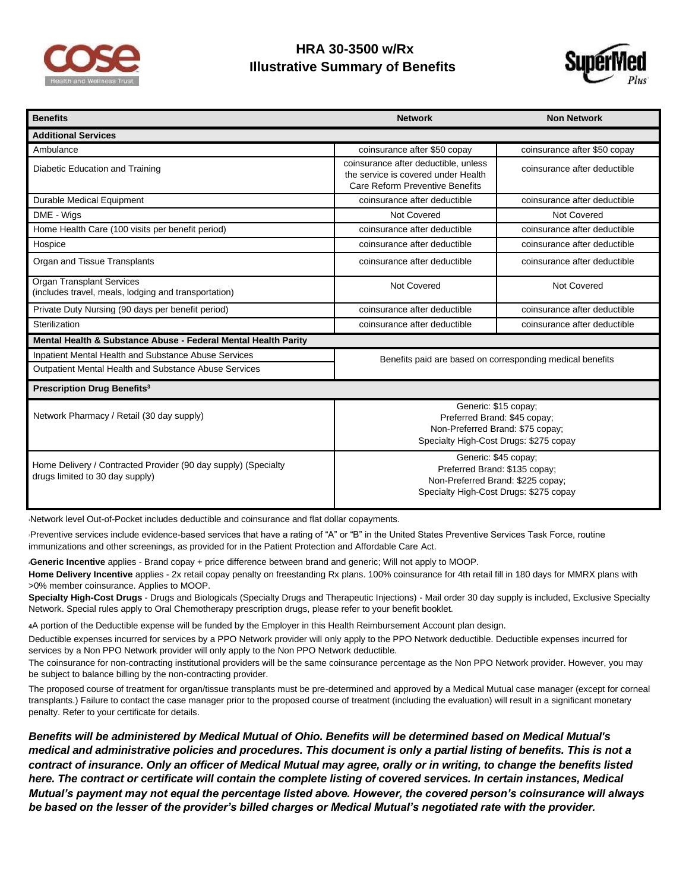# HRA 30-3500 w/Rx
## Illustrative Summary of Benefits

| Benefits | Network | Non Network |
|---|---|---|
| **Additional Services** | | |
| Ambulance | coinsurance after $50 copay | coinsurance after $50 copay |
| Diabetic Education and Training | coinsurance after deductible, unless the service is covered under Health Care Reform Preventive Benefits | coinsurance after deductible |
| Durable Medical Equipment | coinsurance after deductible | coinsurance after deductible |
| DME - Wigs | Not Covered | Not Covered |
| Home Health Care (100 visits per benefit period) | coinsurance after deductible | coinsurance after deductible |
| Hospice | coinsurance after deductible | coinsurance after deductible |
| Organ and Tissue Transplants | coinsurance after deductible | coinsurance after deductible |
| Organ Transplant Services (includes travel, meals, lodging and transportation) | Not Covered | Not Covered |
| Private Duty Nursing (90 days per benefit period) | coinsurance after deductible | coinsurance after deductible |
| Sterilization | coinsurance after deductible | coinsurance after deductible |
| **Mental Health & Substance Abuse - Federal Mental Health Parity** | | |
| Inpatient Mental Health and Substance Abuse Services | Benefits paid are based on corresponding medical benefits | |
| Outpatient Mental Health and Substance Abuse Services | | |
| **Prescription Drug Benefits[3]** | | |
| Network Pharmacy / Retail (30 day supply) | Generic: $15 copay; Preferred Brand: $45 copay; Non-Preferred Brand: $75 copay; Specialty High-Cost Drugs: $275 copay | |
| Home Delivery / Contracted Provider (90 day supply) (Specialty drugs limited to 30 day supply) | Generic: $45 copay; Preferred Brand: $135 copay; Non-Preferred Brand: $225 copay; Specialty High-Cost Drugs: $275 copay | |

[1]Network level Out-of-Pocket includes deductible and coinsurance and flat dollar copayments.

[2]Preventive services include evidence-based services that have a rating of "A" or "B" in the United States Preventive Services Task Force, routine immunizations and other screenings, as provided for in the Patient Protection and Affordable Care Act.

[3]**Generic Incentive** applies - Brand copay + price difference between brand and generic; Will not apply to MOOP.

**Home Delivery Incentive** applies - 2x retail copay penalty on freestanding Rx plans. 100% coinsurance for 4th retail fill in 180 days for MMRX plans with >0% member coinsurance. Applies to MOOP.

**Specialty High-Cost Drugs** - Drugs and Biologicals (Specialty Drugs and Therapeutic Injections) - Mail order 30 day supply is included, Exclusive Specialty Network. Special rules apply to Oral Chemotherapy prescription drugs, please refer to your benefit booklet.

[4]A portion of the Deductible expense will be funded by the Employer in this Health Reimbursement Account plan design.

Deductible expenses incurred for services by a PPO Network provider will only apply to the PPO Network deductible. Deductible expenses incurred for services by a Non PPO Network provider will only apply to the Non PPO Network deductible.

The coinsurance for non-contracting institutional providers will be the same coinsurance percentage as the Non PPO Network provider. However, you may be subject to balance billing by the non-contracting provider.

The proposed course of treatment for organ/tissue transplants must be pre-determined and approved by a Medical Mutual case manager (except for corneal transplants.) Failure to contact the case manager prior to the proposed course of treatment (including the evaluation) will result in a significant monetary penalty. Refer to your certificate for details.

***Benefits will be administered by Medical Mutual of Ohio. Benefits will be determined based on Medical Mutual's medical and administrative policies and procedures. This document is only a partial listing of benefits. This is not a contract of insurance. Only an officer of Medical Mutual may agree, orally or in writing, to change the benefits listed here. The contract or certificate will contain the complete listing of covered services. In certain instances, Medical Mutual's payment may not equal the percentage listed above. However, the covered person's coinsurance will always be based on the lesser of the provider's billed charges or Medical Mutual's negotiated rate with the provider.***